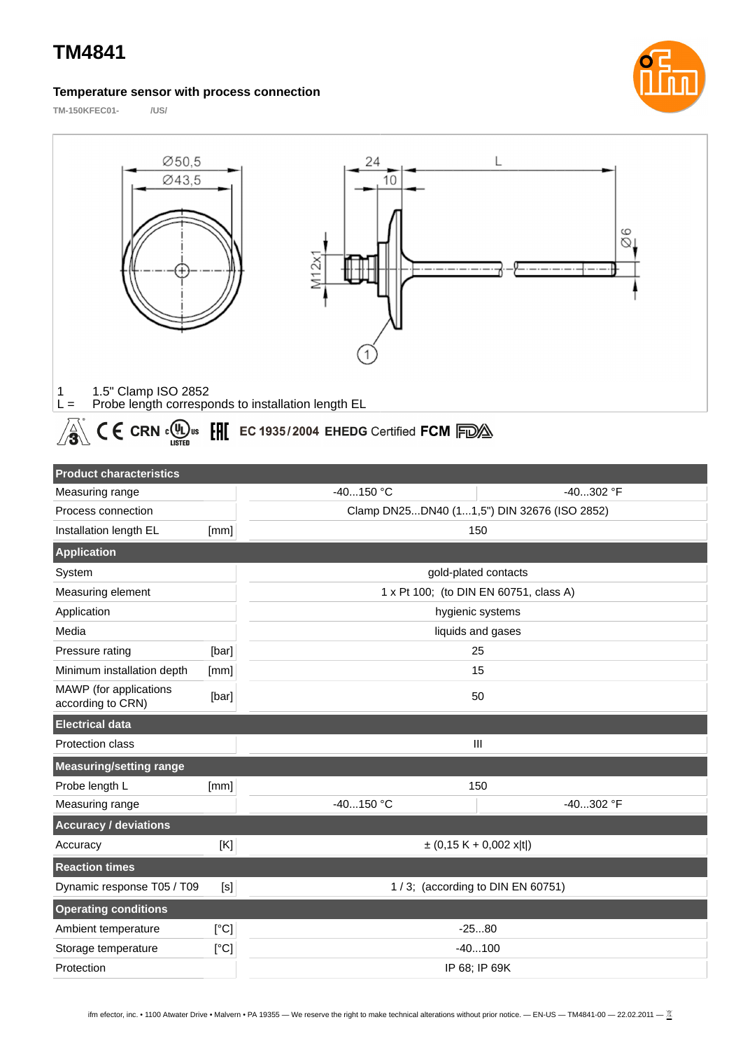# TM4841

## Temperature sensor with process connection

TM-150KFEC01- /US/

1 1.5" Clamp ISO 2852
L = Probe length corresponds to installation length EL

EC 1935/2004 EHEDG Certified FCM

| Product characteristics | | | |
|---|---|---|---|
| Measuring range | | -40...150 °C | -40...302 °F |
| Process connection | | Clamp DN25...DN40 (1...1,5") DIN 32676 (ISO 2852) | |
| Installation length EL | [mm] | 150 | |
| **Application** | | | |
| System | | gold-plated contacts | |
| Measuring element | | 1 x Pt 100; (to DIN EN 60751, class A) | |
| Application | | hygienic systems | |
| Media | | liquids and gases | |
| Pressure rating | [bar] | 25 | |
| Minimum installation depth | [mm] | 15 | |
| MAWP (for applications according to CRN) | [bar] | 50 | |
| **Electrical data** | | | |
| Protection class | | III | |
| **Measuring/setting range** | | | |
| Probe length L | [mm] | 150 | |
| Measuring range | | -40...150 °C | -40...302 °F |
| **Accuracy / deviations** | | | |
| Accuracy | [K] | ± (0,15 K + 0,002 x\|t\|) | |
| **Reaction times** | | | |
| Dynamic response T05 / T09 | [s] | 1 / 3; (according to DIN EN 60751) | |
| **Operating conditions** | | | |
| Ambient temperature | [°C] | -25...80 | |
| Storage temperature | [°C] | -40...100 | |
| Protection | | IP 68; IP 69K | |

ifm efector, inc. • 1100 Atwater Drive • Malvern • PA 19355 — We reserve the right to make technical alterations without prior notice. — EN-US — TM4841-00 — 22.02.2011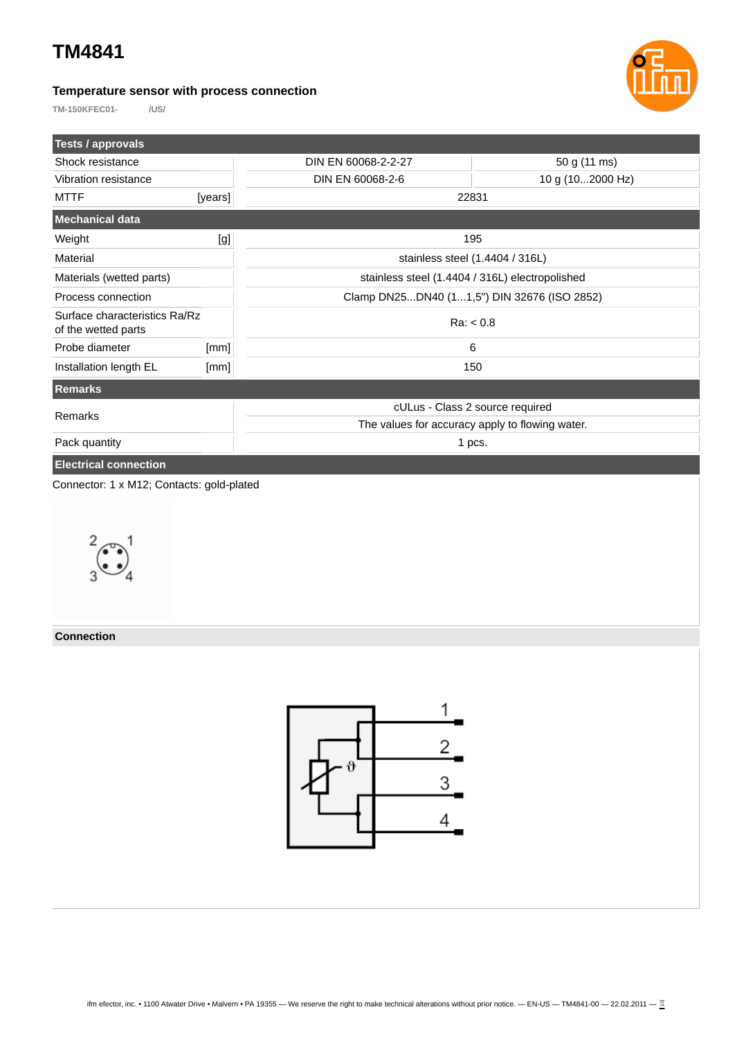# TM4841

### Temperature sensor with process connection

TM-150KFEC01- /US/

| Tests / approvals | | | |
|---|---|---|---|
| Shock resistance | | DIN EN 60068-2-2-27 | 50 g (11 ms) |
| Vibration resistance | | DIN EN 60068-2-6 | 10 g (10...2000 Hz) |
| MTTF | [years] | 22831 | |

| Mechanical data | | |
|---|---|---|
| Weight | [g] | 195 |
| Material | | stainless steel (1.4404 / 316L) |
| Materials (wetted parts) | | stainless steel (1.4404 / 316L) electropolished |
| Process connection | | Clamp DN25...DN40 (1...1,5") DIN 32676 (ISO 2852) |
| Surface characteristics Ra/Rz of the wetted parts | | Ra: < 0.8 |
| Probe diameter | [mm] | 6 |
| Installation length EL | [mm] | 150 |

| Remarks | |
|---|---|
| Remarks | cULus - Class 2 source required |
| | The values for accuracy apply to flowing water. |
| Pack quantity | 1 pcs. |

## Electrical connection

Connector: 1 x M12; Contacts: gold-plated

2 1
3 4

### Connection

1
2
3
4